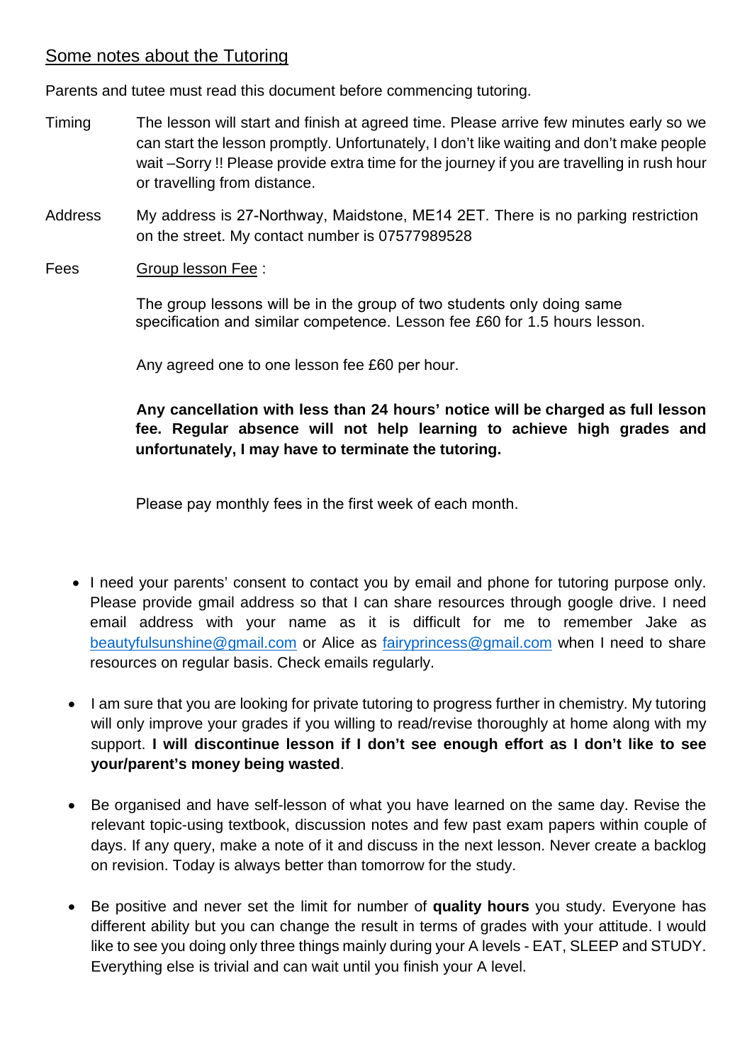## Some notes about the Tutoring

Parents and tutee must read this document before commencing tutoring.

**Timing** The lesson will start and finish at agreed time. Please arrive few minutes early so we can start the lesson promptly. Unfortunately, I don't like waiting and don't make people wait –Sorry !! Please provide extra time for the journey if you are travelling in rush hour or travelling from distance.

**Address** My address is 27-Northway, Maidstone, ME14 2ET. There is no parking restriction on the street. My contact number is 07577989528

**Fees** Group lesson Fee :

The group lessons will be in the group of two students only doing same specification and similar competence. Lesson fee £60 for 1.5 hours lesson.

Any agreed one to one lesson fee £60 per hour.

**Any cancellation with less than 24 hours' notice will be charged as full lesson fee. Regular absence will not help learning to achieve high grades and unfortunately, I may have to terminate the tutoring.**

Please pay monthly fees in the first week of each month.

- I need your parents' consent to contact you by email and phone for tutoring purpose only. Please provide gmail address so that I can share resources through google drive. I need email address with your name as it is difficult for me to remember Jake as beautyfulsunshine@gmail.com or Alice as fairyprincess@gmail.com when I need to share resources on regular basis. Check emails regularly.

- I am sure that you are looking for private tutoring to progress further in chemistry. My tutoring will only improve your grades if you willing to read/revise thoroughly at home along with my support. **I will discontinue lesson if I don't see enough effort as I don't like to see your/parent's money being wasted**.

- Be organised and have self-lesson of what you have learned on the same day. Revise the relevant topic-using textbook, discussion notes and few past exam papers within couple of days. If any query, make a note of it and discuss in the next lesson. Never create a backlog on revision. Today is always better than tomorrow for the study.

- Be positive and never set the limit for number of **quality hours** you study. Everyone has different ability but you can change the result in terms of grades with your attitude. I would like to see you doing only three things mainly during your A levels - EAT, SLEEP and STUDY. Everything else is trivial and can wait until you finish your A level.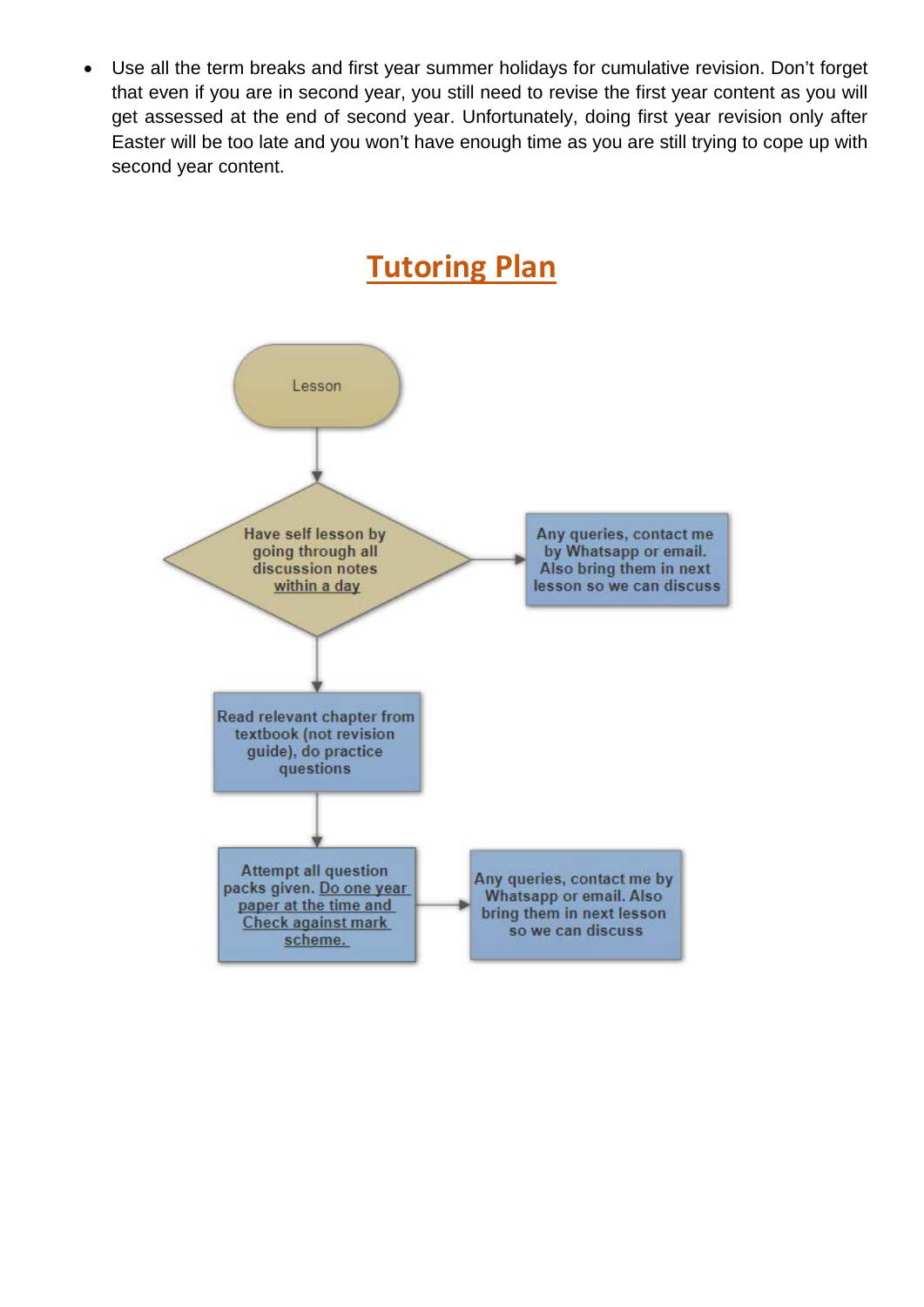- Use all the term breaks and first year summer holidays for cumulative revision. Don't forget that even if you are in second year, you still need to revise the first year content as you will get assessed at the end of second year. Unfortunately, doing first year revision only after Easter will be too late and you won't have enough time as you are still trying to cope up with second year content.

# Tutoring Plan

Lesson

↓

Have self lesson by going through all discussion notes within a day → Any queries, contact me by Whatsapp or email. Also bring them in next lesson so we can discuss

↓

Read relevant chapter from textbook (not revision guide), do practice questions

↓

Attempt all question packs given. Do one year paper at the time and Check against mark scheme. → Any queries, contact me by Whatsapp or email. Also bring them in next lesson so we can discuss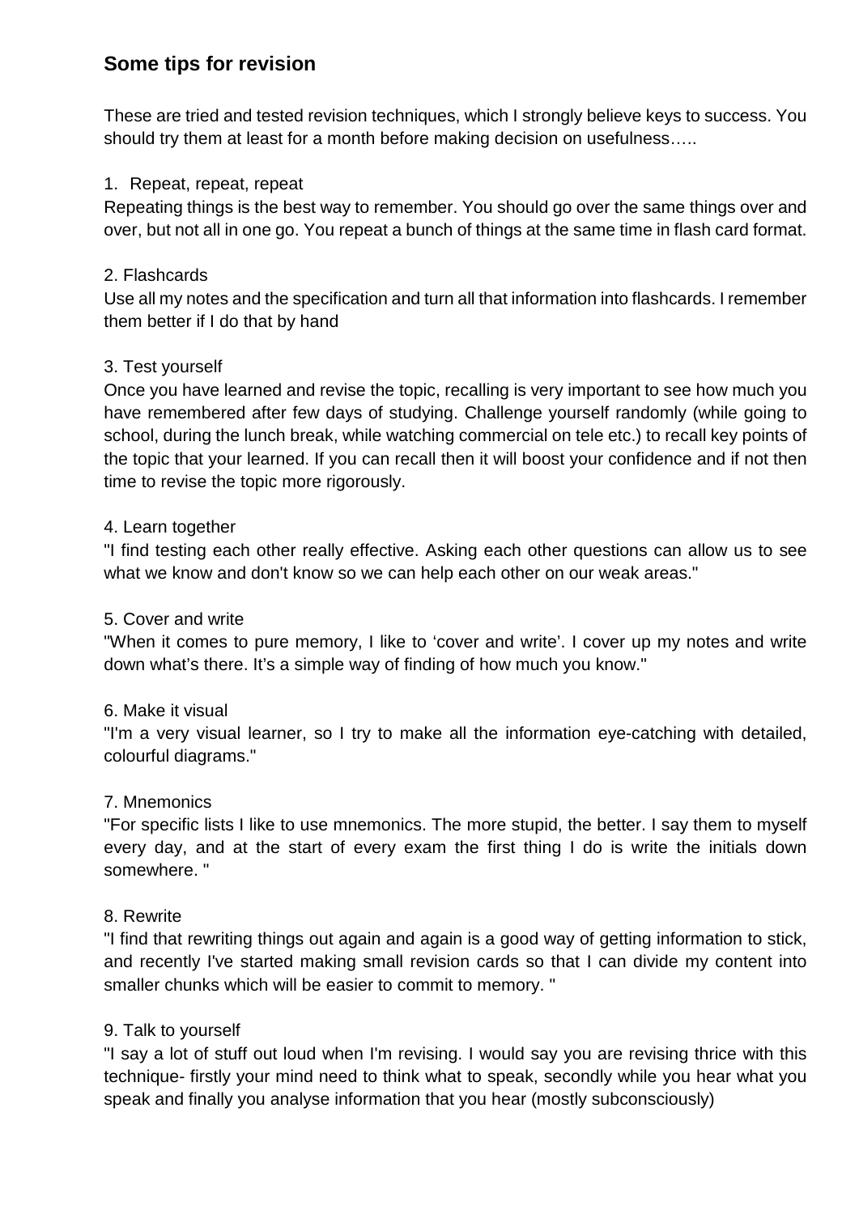## Some tips for revision

These are tried and tested revision techniques, which I strongly believe keys to success. You should try them at least for a month before making decision on usefulness…..

1. Repeat, repeat, repeat

Repeating things is the best way to remember. You should go over the same things over and over, but not all in one go. You repeat a bunch of things at the same time in flash card format.

2. Flashcards

Use all my notes and the specification and turn all that information into flashcards. I remember them better if I do that by hand

3. Test yourself

Once you have learned and revise the topic, recalling is very important to see how much you have remembered after few days of studying. Challenge yourself randomly (while going to school, during the lunch break, while watching commercial on tele etc.) to recall key points of the topic that your learned. If you can recall then it will boost your confidence and if not then time to revise the topic more rigorously.

4. Learn together

"I find testing each other really effective. Asking each other questions can allow us to see what we know and don't know so we can help each other on our weak areas."

5. Cover and write

"When it comes to pure memory, I like to ‘cover and write’. I cover up my notes and write down what’s there. It’s a simple way of finding of how much you know."

6. Make it visual

"I'm a very visual learner, so I try to make all the information eye-catching with detailed, colourful diagrams."

7. Mnemonics

"For specific lists I like to use mnemonics. The more stupid, the better. I say them to myself every day, and at the start of every exam the first thing I do is write the initials down somewhere. "

8. Rewrite

"I find that rewriting things out again and again is a good way of getting information to stick, and recently I've started making small revision cards so that I can divide my content into smaller chunks which will be easier to commit to memory. "

9. Talk to yourself

"I say a lot of stuff out loud when I'm revising. I would say you are revising thrice with this technique- firstly your mind need to think what to speak, secondly while you hear what you speak and finally you analyse information that you hear (mostly subconsciously)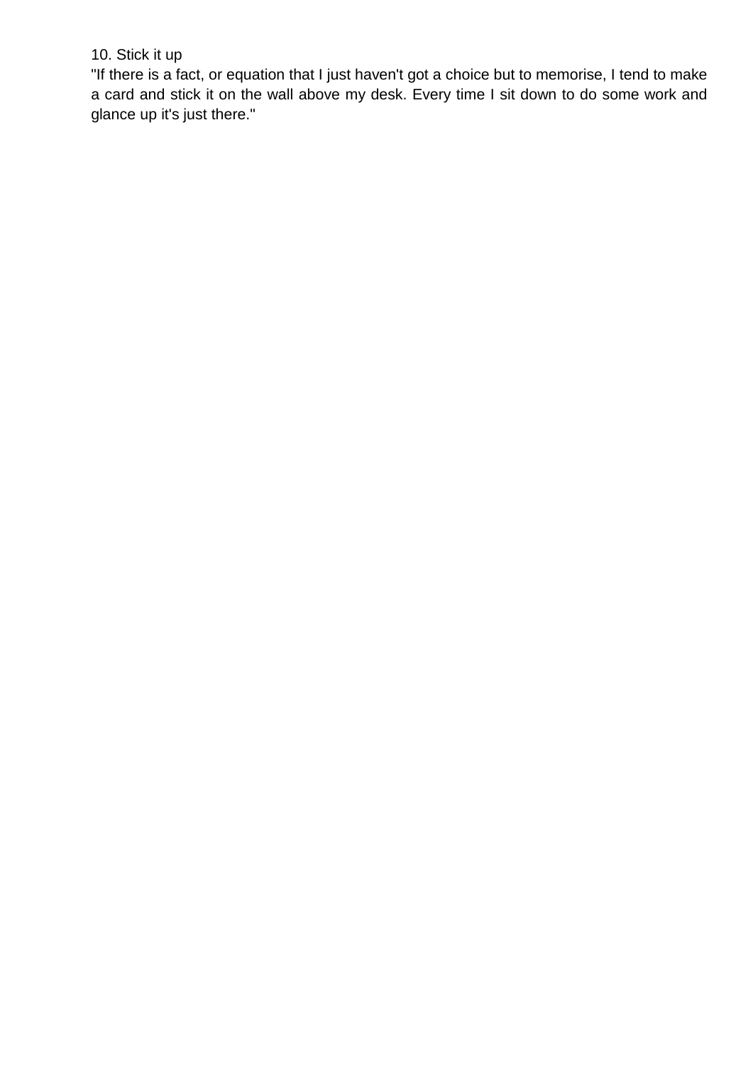10. Stick it up

"If there is a fact, or equation that I just haven't got a choice but to memorise, I tend to make a card and stick it on the wall above my desk. Every time I sit down to do some work and glance up it's just there."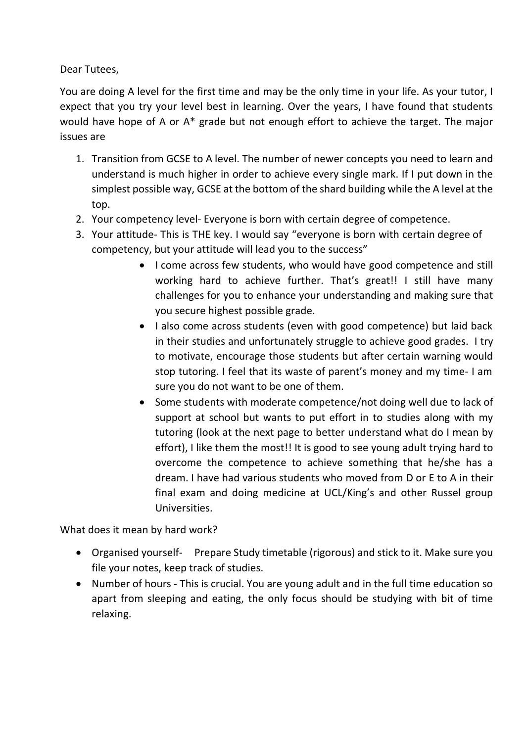Dear Tutees,

You are doing A level for the first time and may be the only time in your life. As your tutor, I expect that you try your level best in learning. Over the years, I have found that students would have hope of A or A* grade but not enough effort to achieve the target. The major issues are

1. Transition from GCSE to A level. The number of newer concepts you need to learn and understand is much higher in order to achieve every single mark. If I put down in the simplest possible way, GCSE at the bottom of the shard building while the A level at the top.
2. Your competency level- Everyone is born with certain degree of competence.
3. Your attitude- This is THE key. I would say "everyone is born with certain degree of competency, but your attitude will lead you to the success"
    - I come across few students, who would have good competence and still working hard to achieve further. That's great!! I still have many challenges for you to enhance your understanding and making sure that you secure highest possible grade.
    - I also come across students (even with good competence) but laid back in their studies and unfortunately struggle to achieve good grades. I try to motivate, encourage those students but after certain warning would stop tutoring. I feel that its waste of parent's money and my time- I am sure you do not want to be one of them.
    - Some students with moderate competence/not doing well due to lack of support at school but wants to put effort in to studies along with my tutoring (look at the next page to better understand what do I mean by effort), I like them the most!! It is good to see young adult trying hard to overcome the competence to achieve something that he/she has a dream. I have had various students who moved from D or E to A in their final exam and doing medicine at UCL/King's and other Russel group Universities.

What does it mean by hard work?

- Organised yourself- Prepare Study timetable (rigorous) and stick to it. Make sure you file your notes, keep track of studies.
- Number of hours - This is crucial. You are young adult and in the full time education so apart from sleeping and eating, the only focus should be studying with bit of time relaxing.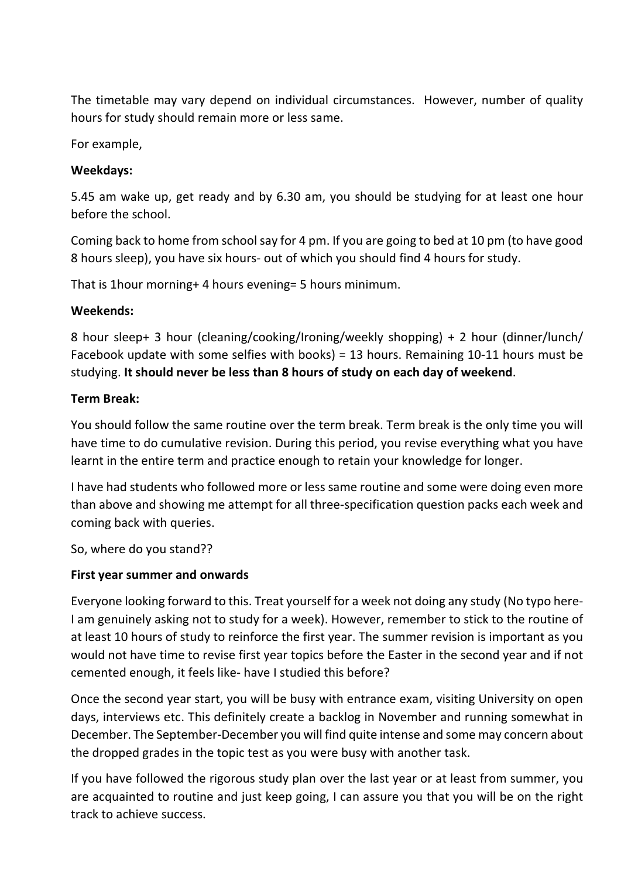The timetable may vary depend on individual circumstances. However, number of quality hours for study should remain more or less same.

For example,

**Weekdays:**

5.45 am wake up, get ready and by 6.30 am, you should be studying for at least one hour before the school.

Coming back to home from school say for 4 pm. If you are going to bed at 10 pm (to have good 8 hours sleep), you have six hours- out of which you should find 4 hours for study.

That is 1hour morning+ 4 hours evening= 5 hours minimum.

**Weekends:**

8 hour sleep+ 3 hour (cleaning/cooking/Ironing/weekly shopping) + 2 hour (dinner/lunch/ Facebook update with some selfies with books) = 13 hours. Remaining 10-11 hours must be studying. **It should never be less than 8 hours of study on each day of weekend**.

**Term Break:**

You should follow the same routine over the term break. Term break is the only time you will have time to do cumulative revision. During this period, you revise everything what you have learnt in the entire term and practice enough to retain your knowledge for longer.

I have had students who followed more or less same routine and some were doing even more than above and showing me attempt for all three-specification question packs each week and coming back with queries.

So, where do you stand??

**First year summer and onwards**

Everyone looking forward to this. Treat yourself for a week not doing any study (No typo here- I am genuinely asking not to study for a week). However, remember to stick to the routine of at least 10 hours of study to reinforce the first year. The summer revision is important as you would not have time to revise first year topics before the Easter in the second year and if not cemented enough, it feels like- have I studied this before?

Once the second year start, you will be busy with entrance exam, visiting University on open days, interviews etc. This definitely create a backlog in November and running somewhat in December. The September-December you will find quite intense and some may concern about the dropped grades in the topic test as you were busy with another task.

If you have followed the rigorous study plan over the last year or at least from summer, you are acquainted to routine and just keep going, I can assure you that you will be on the right track to achieve success.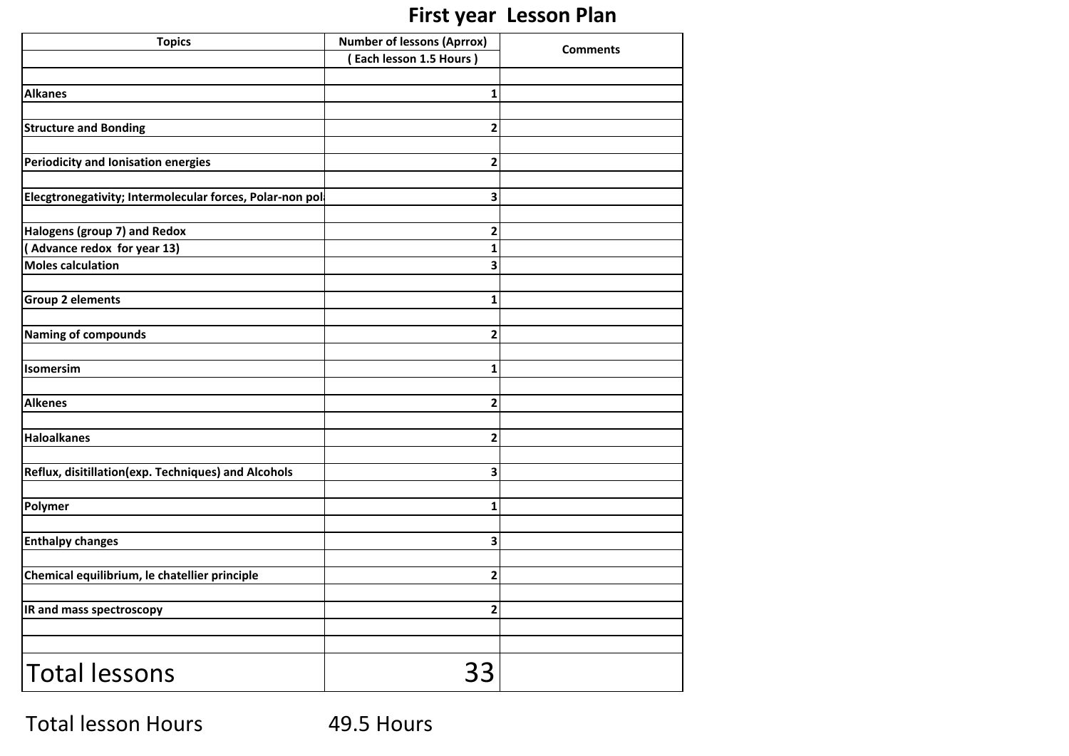# First year Lesson Plan

| Topics | Number of lessons (Aprrox) ( Each lesson 1.5 Hours ) | Comments |
|---|---|---|
| | | |
| Alkanes | 1 | |
| | | |
| Structure and Bonding | 2 | |
| | | |
| Periodicity and Ionisation energies | 2 | |
| | | |
| Elecgtronegativity; Intermolecular forces, Polar-non pol | 3 | |
| | | |
| Halogens (group 7) and Redox | 2 | |
| ( Advance redox for year 13) | 1 | |
| Moles calculation | 3 | |
| | | |
| Group 2 elements | 1 | |
| | | |
| Naming of compounds | 2 | |
| | | |
| Isomersim | 1 | |
| | | |
| Alkenes | 2 | |
| | | |
| Haloalkanes | 2 | |
| | | |
| Reflux, disitillation(exp. Techniques) and Alcohols | 3 | |
| | | |
| Polymer | 1 | |
| | | |
| Enthalpy changes | 3 | |
| | | |
| Chemical equilibrium, le chatellier principle | 2 | |
| | | |
| IR and mass spectroscopy | 2 | |
| | | |
| | | |
| Total lessons | 33 | |

Total lesson Hours 49.5 Hours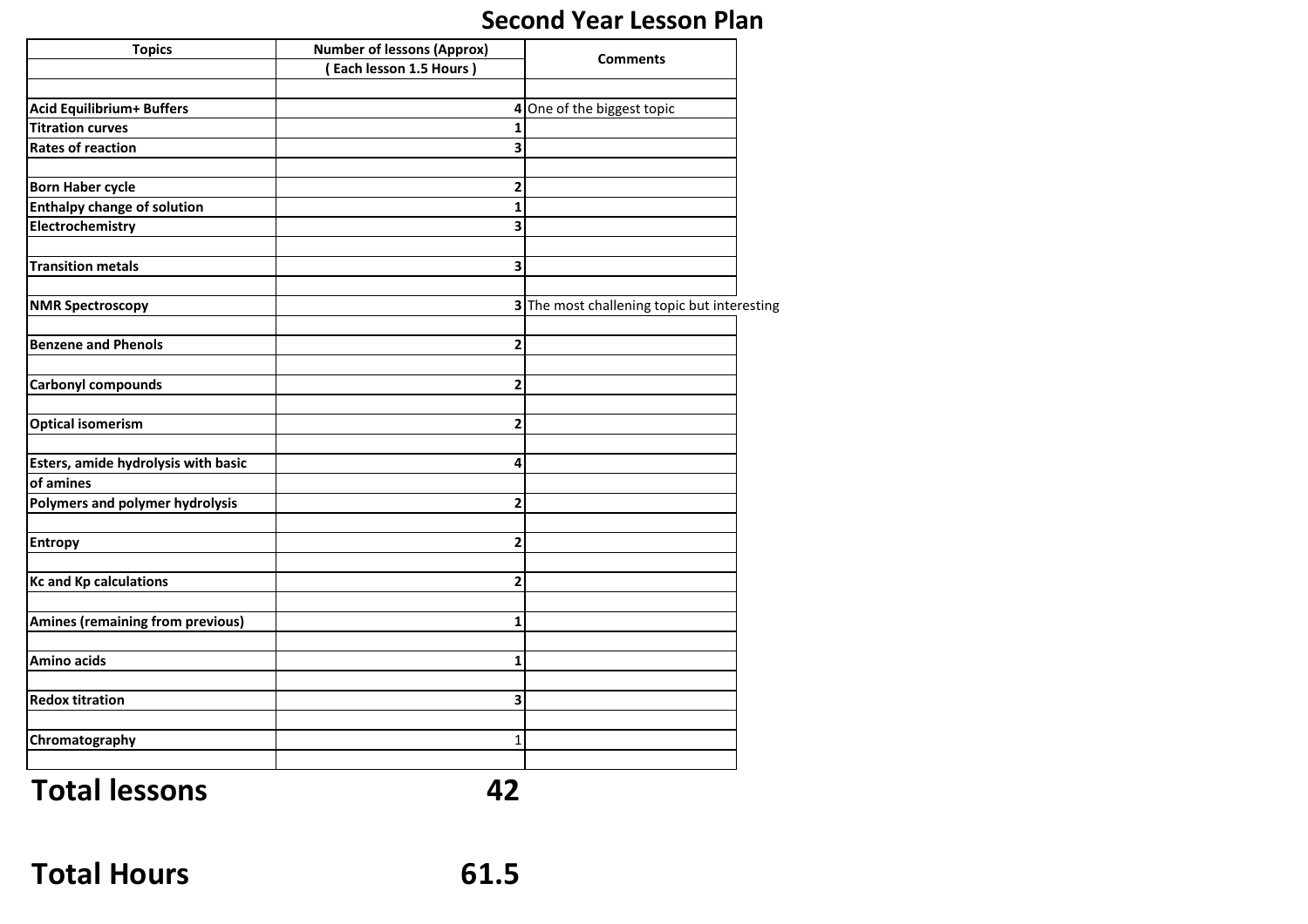# Second Year Lesson Plan

| Topics | Number of lessons (Approx) ( Each lesson 1.5 Hours ) | Comments |
|---|---|---|
| | | |
| **Acid Equilibrium+ Buffers** | 4 | One of the biggest topic |
| **Titration curves** | 1 | |
| **Rates of reaction** | 3 | |
| | | |
| **Born Haber cycle** | 2 | |
| **Enthalpy change of solution** | 1 | |
| **Electrochemistry** | 3 | |
| | | |
| **Transition metals** | 3 | |
| | | |
| **NMR Spectroscopy** | 3 | The most challening topic but interesting |
| | | |
| **Benzene and Phenols** | 2 | |
| | | |
| **Carbonyl compounds** | 2 | |
| | | |
| **Optical isomerism** | 2 | |
| | | |
| **Esters, amide hydrolysis with basic** | 4 | |
| **of amines** | | |
| **Polymers and polymer hydrolysis** | 2 | |
| | | |
| **Entropy** | 2 | |
| | | |
| **Kc and Kp calculations** | 2 | |
| | | |
| **Amines (remaining from previous)** | 1 | |
| | | |
| **Amino acids** | 1 | |
| | | |
| **Redox titration** | 3 | |
| | | |
| **Chromatography** | 1 | |
| | | |

## Total lessons 42

## Total Hours 61.5